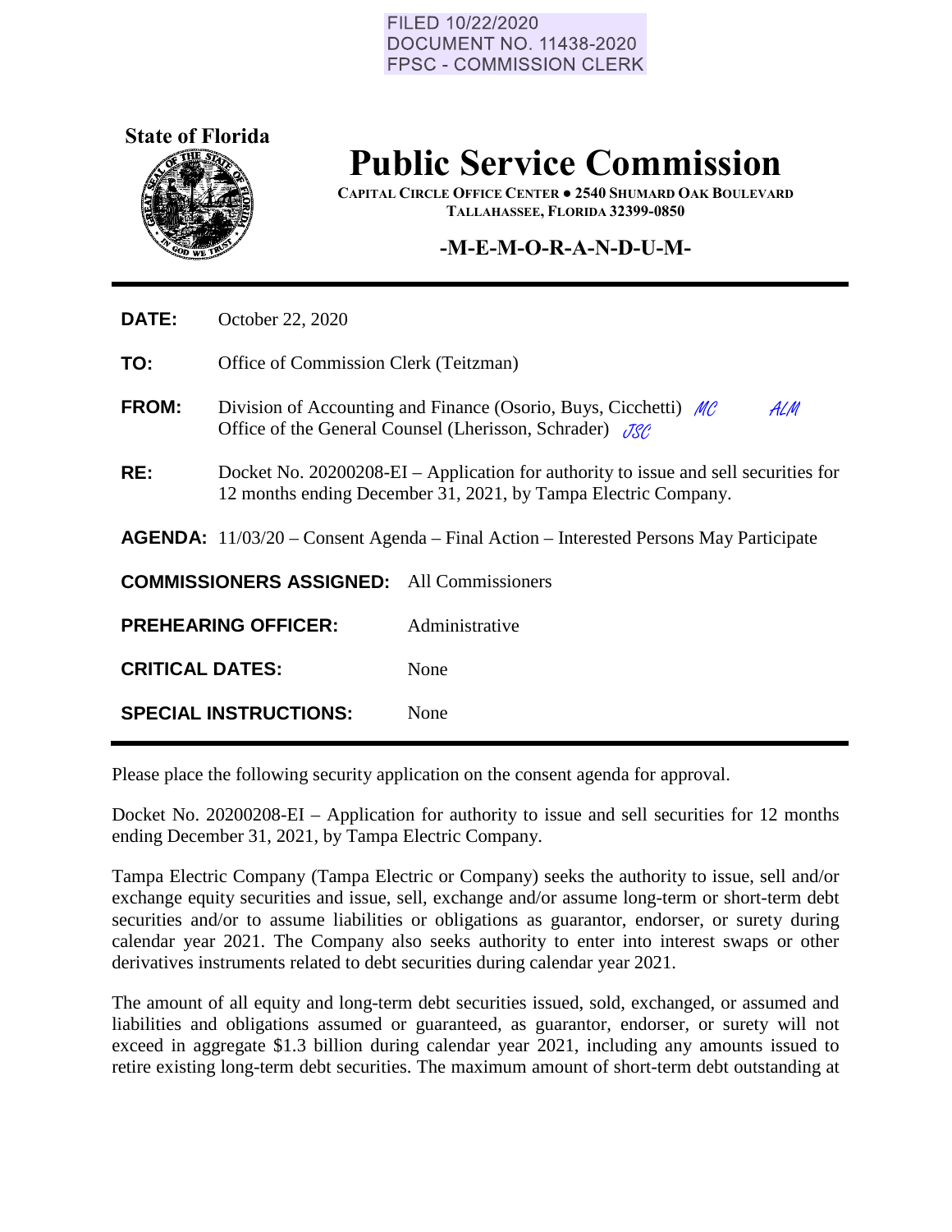FILED 10/22/2020
DOCUMENT NO. 11438-2020
FPSC - COMMISSION CLERK

**State of Florida**

# Public Service Commission

**CAPITAL CIRCLE OFFICE CENTER ● 2540 SHUMARD OAK BOULEVARD**
**TALLAHASSEE, FLORIDA 32399-0850**

## -M-E-M-O-R-A-N-D-U-M-

**DATE:** October 22, 2020

**TO:** Office of Commission Clerk (Teitzman)

**FROM:** Division of Accounting and Finance (Osorio, Buys, Cicchetti) *MC* *ALM*
Office of the General Counsel (Lherisson, Schrader) *JSC*

**RE:** Docket No. 20200208-EI – Application for authority to issue and sell securities for 12 months ending December 31, 2021, by Tampa Electric Company.

**AGENDA:** 11/03/20 – Consent Agenda – Final Action – Interested Persons May Participate

**COMMISSIONERS ASSIGNED:** All Commissioners

**PREHEARING OFFICER:** Administrative

**CRITICAL DATES:** None

**SPECIAL INSTRUCTIONS:** None

Please place the following security application on the consent agenda for approval.

Docket No. 20200208-EI – Application for authority to issue and sell securities for 12 months ending December 31, 2021, by Tampa Electric Company.

Tampa Electric Company (Tampa Electric or Company) seeks the authority to issue, sell and/or exchange equity securities and issue, sell, exchange and/or assume long-term or short-term debt securities and/or to assume liabilities or obligations as guarantor, endorser, or surety during calendar year 2021. The Company also seeks authority to enter into interest swaps or other derivatives instruments related to debt securities during calendar year 2021.

The amount of all equity and long-term debt securities issued, sold, exchanged, or assumed and liabilities and obligations assumed or guaranteed, as guarantor, endorser, or surety will not exceed in aggregate $1.3 billion during calendar year 2021, including any amounts issued to retire existing long-term debt securities. The maximum amount of short-term debt outstanding at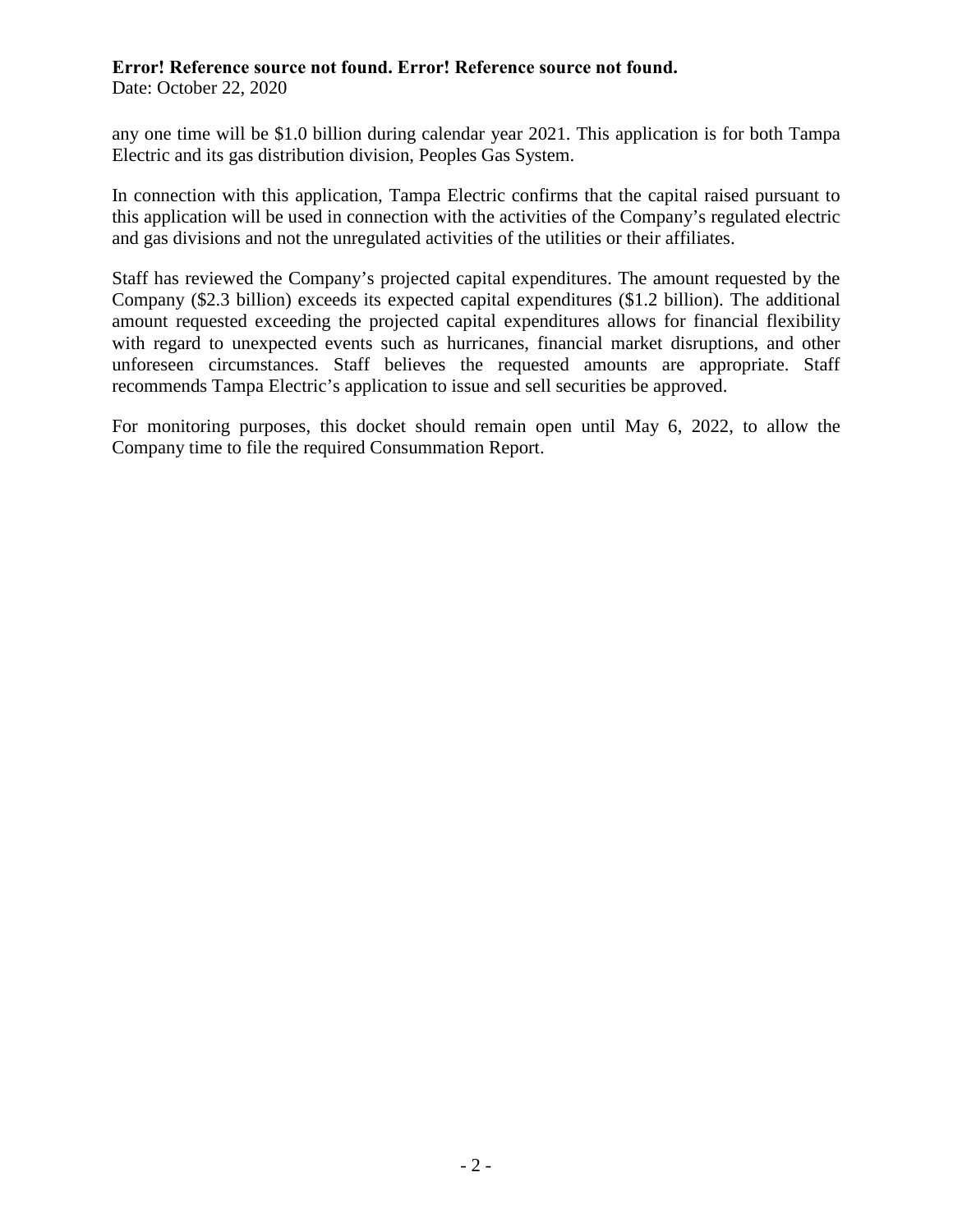any one time will be $1.0 billion during calendar year 2021. This application is for both Tampa Electric and its gas distribution division, Peoples Gas System.

In connection with this application, Tampa Electric confirms that the capital raised pursuant to this application will be used in connection with the activities of the Company's regulated electric and gas divisions and not the unregulated activities of the utilities or their affiliates.

Staff has reviewed the Company's projected capital expenditures. The amount requested by the Company ($2.3 billion) exceeds its expected capital expenditures ($1.2 billion). The additional amount requested exceeding the projected capital expenditures allows for financial flexibility with regard to unexpected events such as hurricanes, financial market disruptions, and other unforeseen circumstances. Staff believes the requested amounts are appropriate. Staff recommends Tampa Electric's application to issue and sell securities be approved.

For monitoring purposes, this docket should remain open until May 6, 2022, to allow the Company time to file the required Consummation Report.